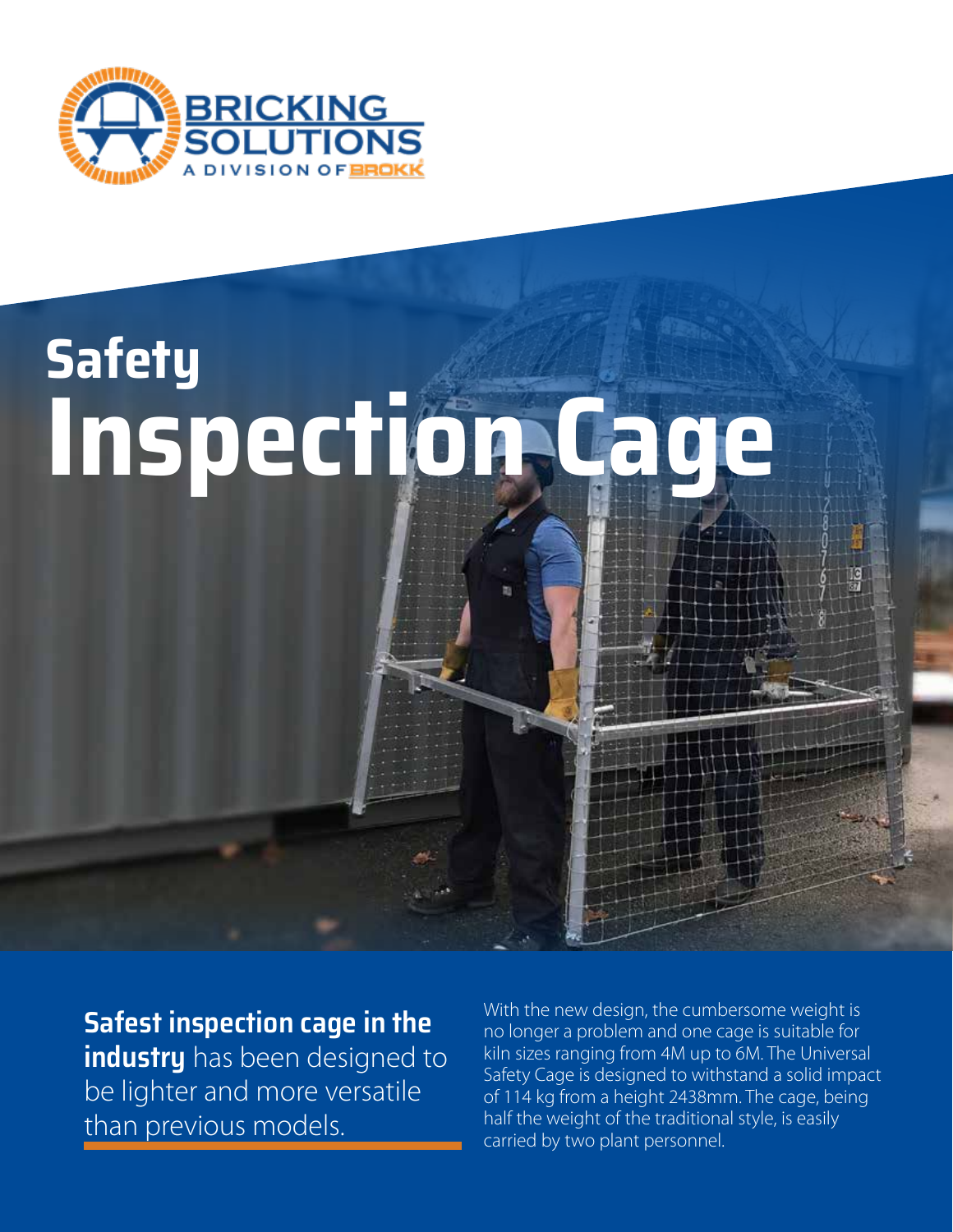BRICKING SOLUTIONS

A DIVISION OF BROKK

# Safety Inspection Cage

**Safest inspection cage in the industry** has been designed to be lighter and more versatile than previous models.

With the new design, the cumbersome weight is no longer a problem and one cage is suitable for kiln sizes ranging from 4M up to 6M. The Universal Safety Cage is designed to withstand a solid impact of 114 kg from a height 2438mm. The cage, being half the weight of the traditional style, is easily carried by two plant personnel.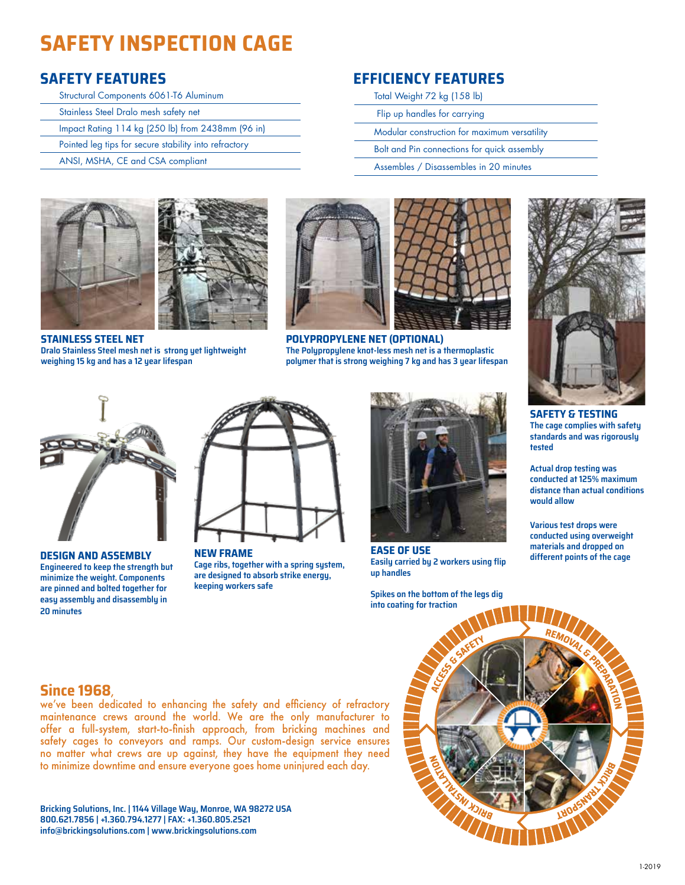# SAFETY INSPECTION CAGE

## SAFETY FEATURES

- Structural Components 6061-T6 Aluminum
- Stainless Steel Dralo mesh safety net
- Impact Rating 114 kg (250 lb) from 2438mm (96 in)
- Pointed leg tips for secure stability into refractory
- ANSI, MSHA, CE and CSA compliant

## EFFICIENCY FEATURES

- Total Weight 72 kg (158 lb)
- Flip up handles for carrying
- Modular construction for maximum versatility
- Bolt and Pin connections for quick assembly
- Assembles / Disassembles in 20 minutes

**STAINLESS STEEL NET**
**Dralo Stainless Steel mesh net is strong yet lightweight weighing 15 kg and has a 12 year lifespan**

**POLYPROPYLENE NET (OPTIONAL)**
**The Polypropylene knot-less mesh net is a thermoplastic polymer that is strong weighing 7 kg and has 3 year lifespan**

**SAFETY & TESTING**
**The cage complies with safety standards and was rigorously tested**

**Actual drop testing was conducted at 125% maximum distance than actual conditions would allow**

**Various test drops were conducted using overweight materials and dropped on different points of the cage**

**DESIGN AND ASSEMBLY**
**Engineered to keep the strength but minimize the weight. Components are pinned and bolted together for easy assembly and disassembly in 20 minutes**

**NEW FRAME**
**Cage ribs, together with a spring system, are designed to absorb strike energy, keeping workers safe**

**EASE OF USE**
**Easily carried by 2 workers using flip up handles**

**Spikes on the bottom of the legs dig into coating for traction**

## Since 1968,

we've been dedicated to enhancing the safety and efficiency of refractory maintenance crews around the world. We are the only manufacturer to offer a full-system, start-to-finish approach, from bricking machines and safety cages to conveyors and ramps. Our custom-design service ensures no matter what crews are up against, they have the equipment they need to minimize downtime and ensure everyone goes home uninjured each day.

ACCESS & SAFETY
REMOVAL & PREPARATION
BRICK TRANSPORT
BRICK INSTALLATION

**Bricking Solutions, Inc. | 1144 Village Way, Monroe, WA 98272 USA**
**800.621.7856 | +1.360.794.1277 | FAX: +1.360.805.2521**
**info@brickingsolutions.com | www.brickingsolutions.com**

1-2019